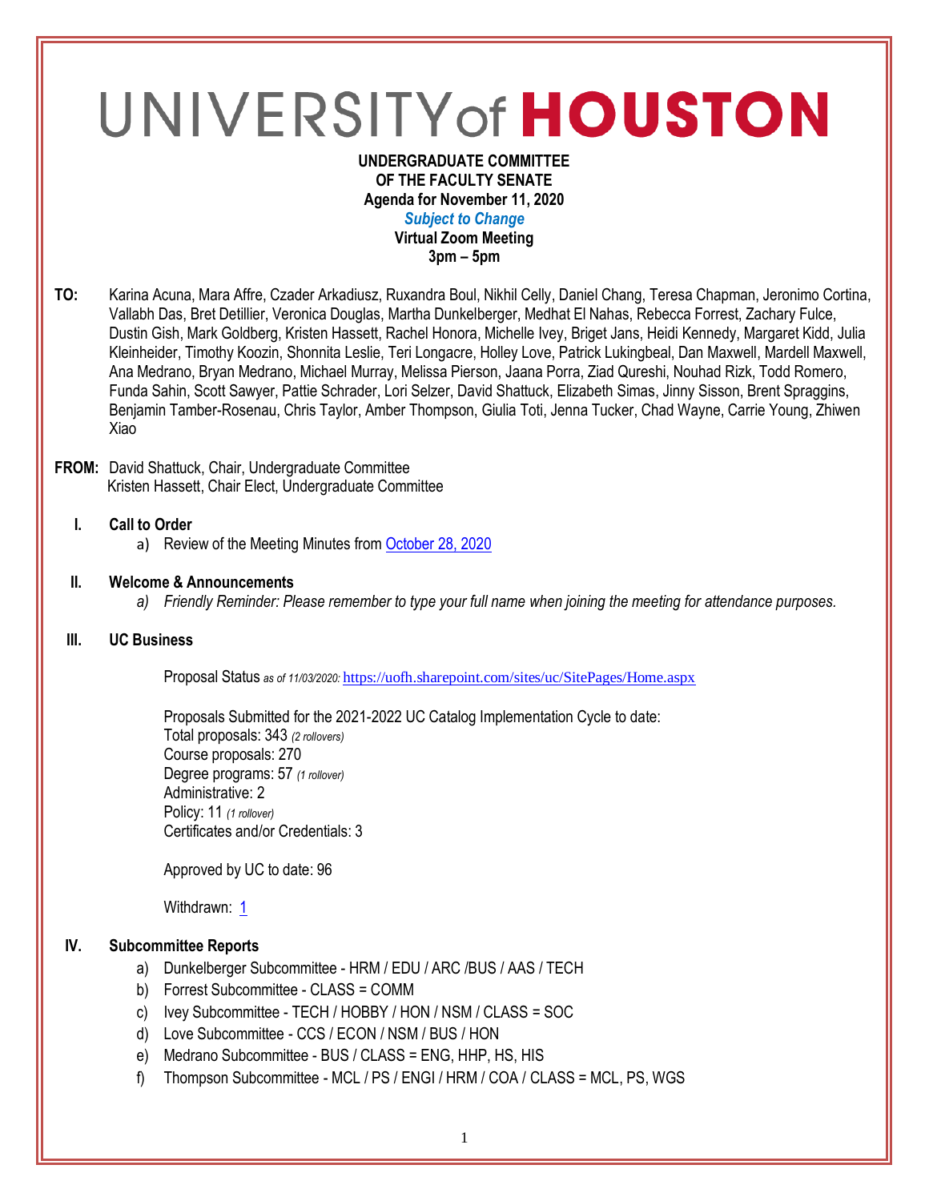# UNIVERSITY of HOUSTON

**UNDERGRADUATE COMMITTEE**
**OF THE FACULTY SENATE**
**Agenda for November 11, 2020**
***Subject to Change***
**Virtual Zoom Meeting**
**3pm – 5pm**

**TO:** Karina Acuna, Mara Affre, Czader Arkadiusz, Ruxandra Boul, Nikhil Celly, Daniel Chang, Teresa Chapman, Jeronimo Cortina, Vallabh Das, Bret Detillier, Veronica Douglas, Martha Dunkelberger, Medhat El Nahas, Rebecca Forrest, Zachary Fulce, Dustin Gish, Mark Goldberg, Kristen Hassett, Rachel Honora, Michelle Ivey, Briget Jans, Heidi Kennedy, Margaret Kidd, Julia Kleinheider, Timothy Koozin, Shonnita Leslie, Teri Longacre, Holley Love, Patrick Lukingbeal, Dan Maxwell, Mardell Maxwell, Ana Medrano, Bryan Medrano, Michael Murray, Melissa Pierson, Jaana Porra, Ziad Qureshi, Nouhad Rizk, Todd Romero, Funda Sahin, Scott Sawyer, Pattie Schrader, Lori Selzer, David Shattuck, Elizabeth Simas, Jinny Sisson, Brent Spraggins, Benjamin Tamber-Rosenau, Chris Taylor, Amber Thompson, Giulia Toti, Jenna Tucker, Chad Wayne, Carrie Young, Zhiwen Xiao

**FROM:** David Shattuck, Chair, Undergraduate Committee
Kristen Hassett, Chair Elect, Undergraduate Committee

**I. Call to Order**

a) Review of the Meeting Minutes from October 28, 2020

**II. Welcome & Announcements**

*a) Friendly Reminder: Please remember to type your full name when joining the meeting for attendance purposes.*

**III. UC Business**

Proposal Status *as of 11/03/2020:* https://uofh.sharepoint.com/sites/uc/SitePages/Home.aspx

Proposals Submitted for the 2021-2022 UC Catalog Implementation Cycle to date:
Total proposals: 343 *(2 rollovers)*
Course proposals: 270
Degree programs: 57 *(1 rollover)*
Administrative: 2
Policy: 11 *(1 rollover)*
Certificates and/or Credentials: 3

Approved by UC to date: 96

Withdrawn: 1

**IV. Subcommittee Reports**

a) Dunkelberger Subcommittee - HRM / EDU / ARC /BUS / AAS / TECH
b) Forrest Subcommittee - CLASS = COMM
c) Ivey Subcommittee - TECH / HOBBY / HON / NSM / CLASS = SOC
d) Love Subcommittee - CCS / ECON / NSM / BUS / HON
e) Medrano Subcommittee - BUS / CLASS = ENG, HHP, HS, HIS
f) Thompson Subcommittee - MCL / PS / ENGI / HRM / COA / CLASS = MCL, PS, WGS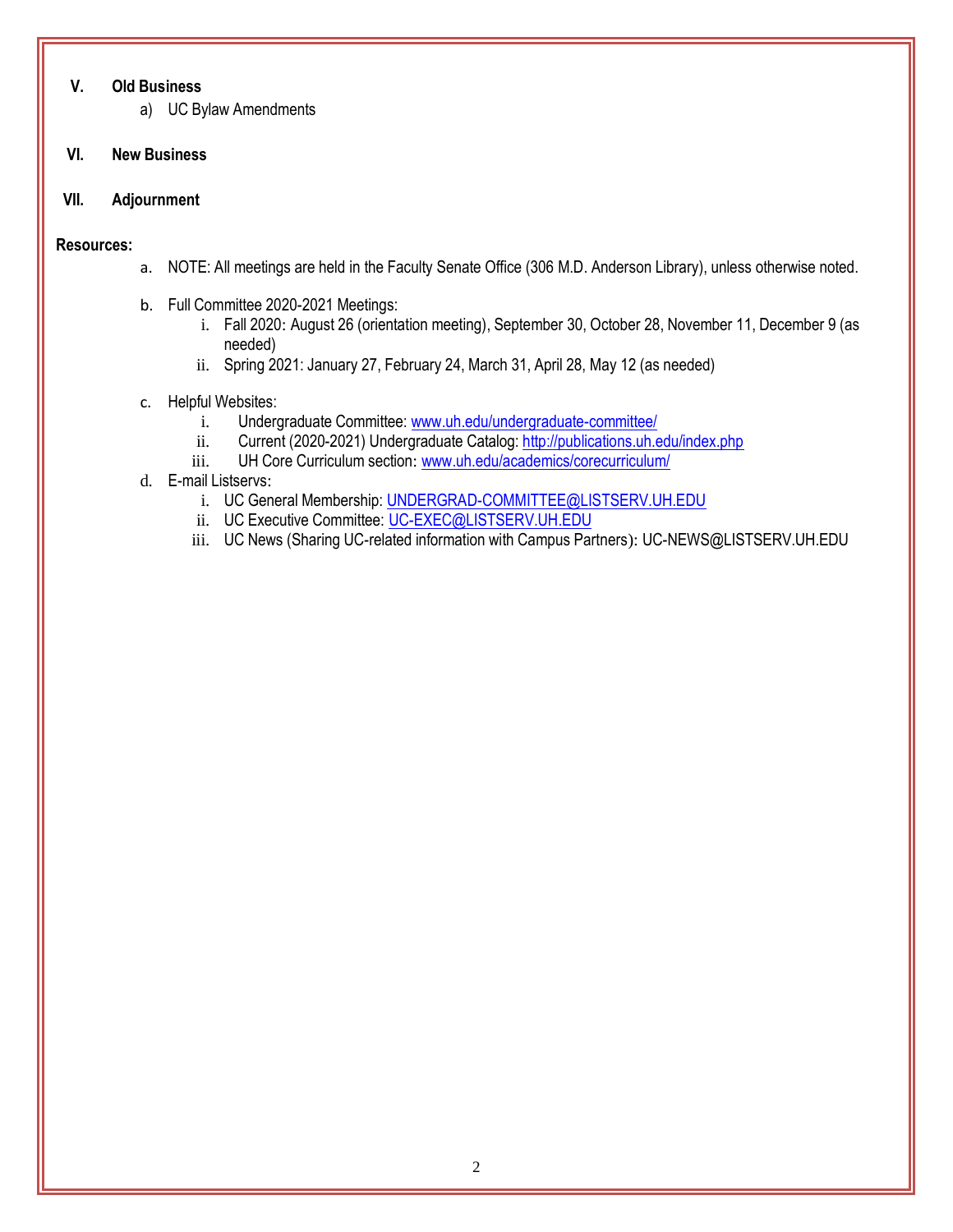## V. Old Business

a) UC Bylaw Amendments

## VI. New Business

## VII. Adjournment

**Resources:**

a. NOTE: All meetings are held in the Faculty Senate Office (306 M.D. Anderson Library), unless otherwise noted.

b. Full Committee 2020-2021 Meetings:
   i. Fall 2020: August 26 (orientation meeting), September 30, October 28, November 11, December 9 (as needed)
   ii. Spring 2021: January 27, February 24, March 31, April 28, May 12 (as needed)

c. Helpful Websites:
   i. Undergraduate Committee: www.uh.edu/undergraduate-committee/
   ii. Current (2020-2021) Undergraduate Catalog: http://publications.uh.edu/index.php
   iii. UH Core Curriculum section: www.uh.edu/academics/corecurriculum/

d. E-mail Listservs:
   i. UC General Membership: UNDERGRAD-COMMITTEE@LISTSERV.UH.EDU
   ii. UC Executive Committee: UC-EXEC@LISTSERV.UH.EDU
   iii. UC News (Sharing UC-related information with Campus Partners): UC-NEWS@LISTSERV.UH.EDU